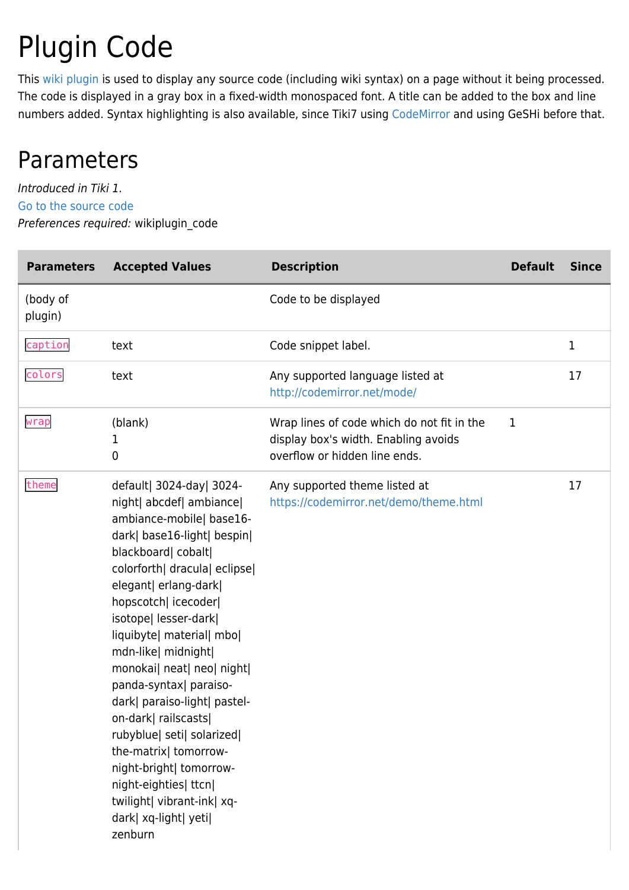# Plugin Code

This wiki plugin is used to display any source code (including wiki syntax) on a page without it being processed. The code is displayed in a gray box in a fixed-width monospaced font. A title can be added to the box and line numbers added. Syntax highlighting is also available, since Tiki7 using CodeMirror and using GeSHi before that.

## Parameters

*Introduced in Tiki 1.*
Go to the source code
*Preferences required:* wikiplugin_code

| Parameters | Accepted Values | Description | Default | Since |
|---|---|---|---|---|
| (body of plugin) | | Code to be displayed | | |
| `caption` | text | Code snippet label. | | 1 |
| `colors` | text | Any supported language listed at http://codemirror.net/mode/ | | 17 |
| `wrap` | (blank)<br>1<br>0 | Wrap lines of code which do not fit in the display box's width. Enabling avoids overflow or hidden line ends. | 1 | |
| `theme` | default\| 3024-day\| 3024-night\| abcdef\| ambiance\| ambiance-mobile\| base16-dark\| base16-light\| bespin\| blackboard\| cobalt\| colorforth\| dracula\| eclipse\| elegant\| erlang-dark\| hopscotch\| icecoder\| isotope\| lesser-dark\| liquibyte\| material\| mbo\| mdn-like\| midnight\| monokai\| neat\| neo\| night\| panda-syntax\| paraiso-dark\| paraiso-light\| pastel-on-dark\| railscasts\| rubyblue\| seti\| solarized\| the-matrix\| tomorrow-night-bright\| tomorrow-night-eighties\| ttcn\| twilight\| vibrant-ink\| xq-dark\| xq-light\| yeti\| zenburn | Any supported theme listed at https://codemirror.net/demo/theme.html | | 17 |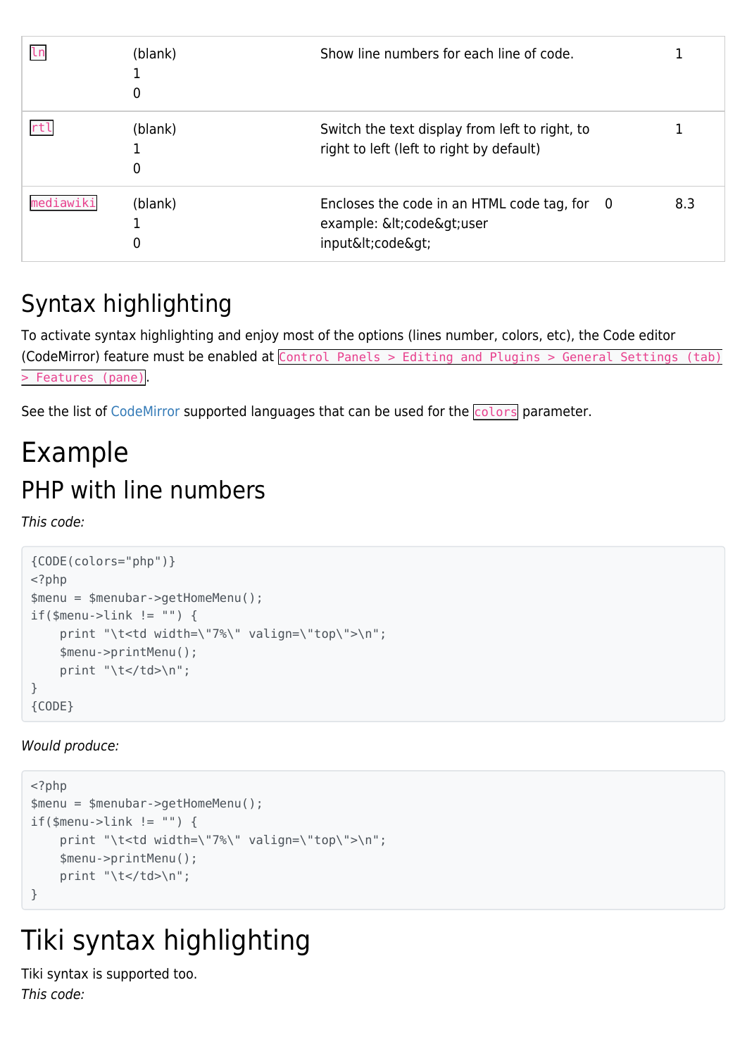| | | | | |
|---|---|---|---|---|
| `ln` | (blank)<br>1<br>0 | Show line numbers for each line of code. | | 1 |
| `rtl` | (blank)<br>1<br>0 | Switch the text display from left to right, to right to left (left to right by default) | | 1 |
| `mediawiki` | (blank)<br>1<br>0 | Encloses the code in an HTML code tag, for example: &lt;code&gt;user input&lt;code&gt; | 0 | 8.3 |

## Syntax highlighting

To activate syntax highlighting and enjoy most of the options (lines number, colors, etc), the Code editor (CodeMirror) feature must be enabled at `Control Panels > Editing and Plugins > General Settings (tab) > Features (pane)`.

See the list of CodeMirror supported languages that can be used for the `colors` parameter.

# Example

## PHP with line numbers

*This code:*

```
{CODE(colors="php")}
<?php
$menu = $menubar->getHomeMenu();
if($menu->link != "") {
    print "\t<td width=\"7%\" valign=\"top\">\n";
    $menu->printMenu();
    print "\t</td>\n";
}
{CODE}
```

*Would produce:*

```
<?php
$menu = $menubar->getHomeMenu();
if($menu->link != "") {
    print "\t<td width=\"7%\" valign=\"top\">\n";
    $menu->printMenu();
    print "\t</td>\n";
}
```

# Tiki syntax highlighting

Tiki syntax is supported too.
*This code:*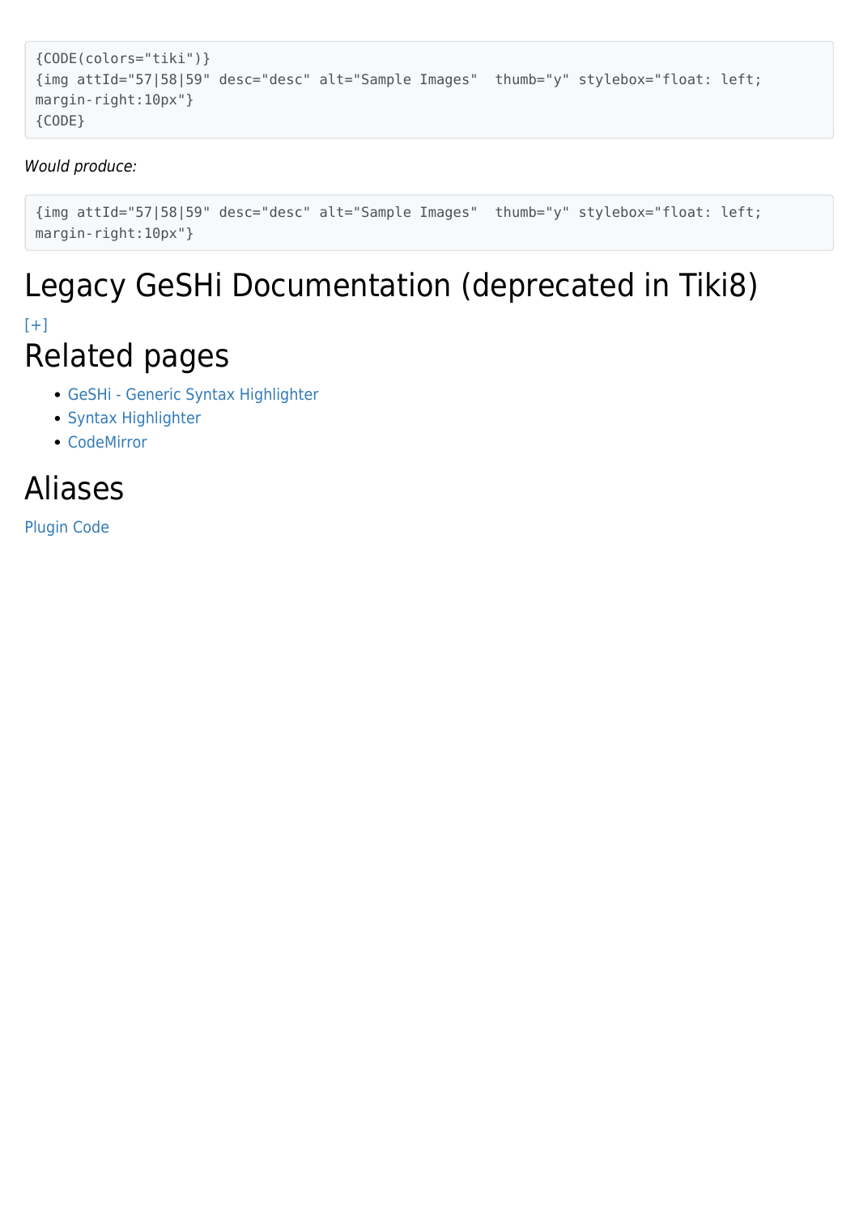```
{CODE(colors="tiki")}
{img attId="57|58|59" desc="desc" alt="Sample Images"  thumb="y" stylebox="float: left;
margin-right:10px"}
{CODE}
```

*Would produce:*

```
{img attId="57|58|59" desc="desc" alt="Sample Images"  thumb="y" stylebox="float: left;
margin-right:10px"}
```

# Legacy GeSHi Documentation (deprecated in Tiki8)

[+]

# Related pages

- GeSHi - Generic Syntax Highlighter
- Syntax Highlighter
- CodeMirror

# Aliases

Plugin Code